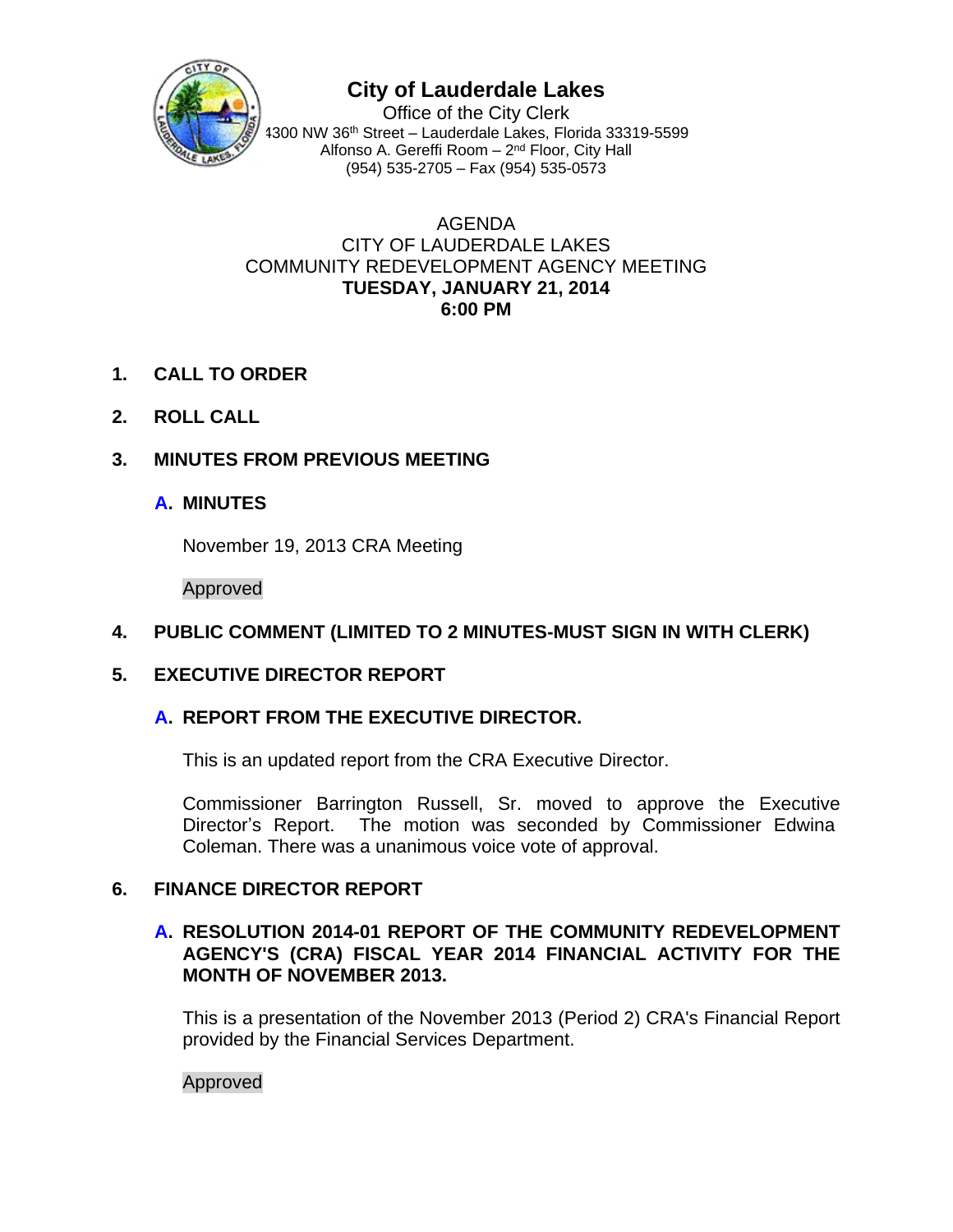# City of Lauderdale Lakes

Office of the City Clerk
4300 NW 36th Street – Lauderdale Lakes, Florida 33319-5599
Alfonso A. Gereffi Room – 2nd Floor, City Hall
(954) 535-2705 – Fax (954) 535-0573

AGENDA
CITY OF LAUDERDALE LAKES
COMMUNITY REDEVELOPMENT AGENCY MEETING
**TUESDAY, JANUARY 21, 2014**
**6:00 PM**

**1. CALL TO ORDER**

**2. ROLL CALL**

**3. MINUTES FROM PREVIOUS MEETING**

**A. MINUTES**

November 19, 2013 CRA Meeting

Approved

**4. PUBLIC COMMENT (LIMITED TO 2 MINUTES-MUST SIGN IN WITH CLERK)**

**5. EXECUTIVE DIRECTOR REPORT**

**A. REPORT FROM THE EXECUTIVE DIRECTOR.**

This is an updated report from the CRA Executive Director.

Commissioner Barrington Russell, Sr. moved to approve the Executive Director's Report. The motion was seconded by Commissioner Edwina Coleman. There was a unanimous voice vote of approval.

**6. FINANCE DIRECTOR REPORT**

**A. RESOLUTION 2014-01 REPORT OF THE COMMUNITY REDEVELOPMENT AGENCY'S (CRA) FISCAL YEAR 2014 FINANCIAL ACTIVITY FOR THE MONTH OF NOVEMBER 2013.**

This is a presentation of the November 2013 (Period 2) CRA's Financial Report provided by the Financial Services Department.

Approved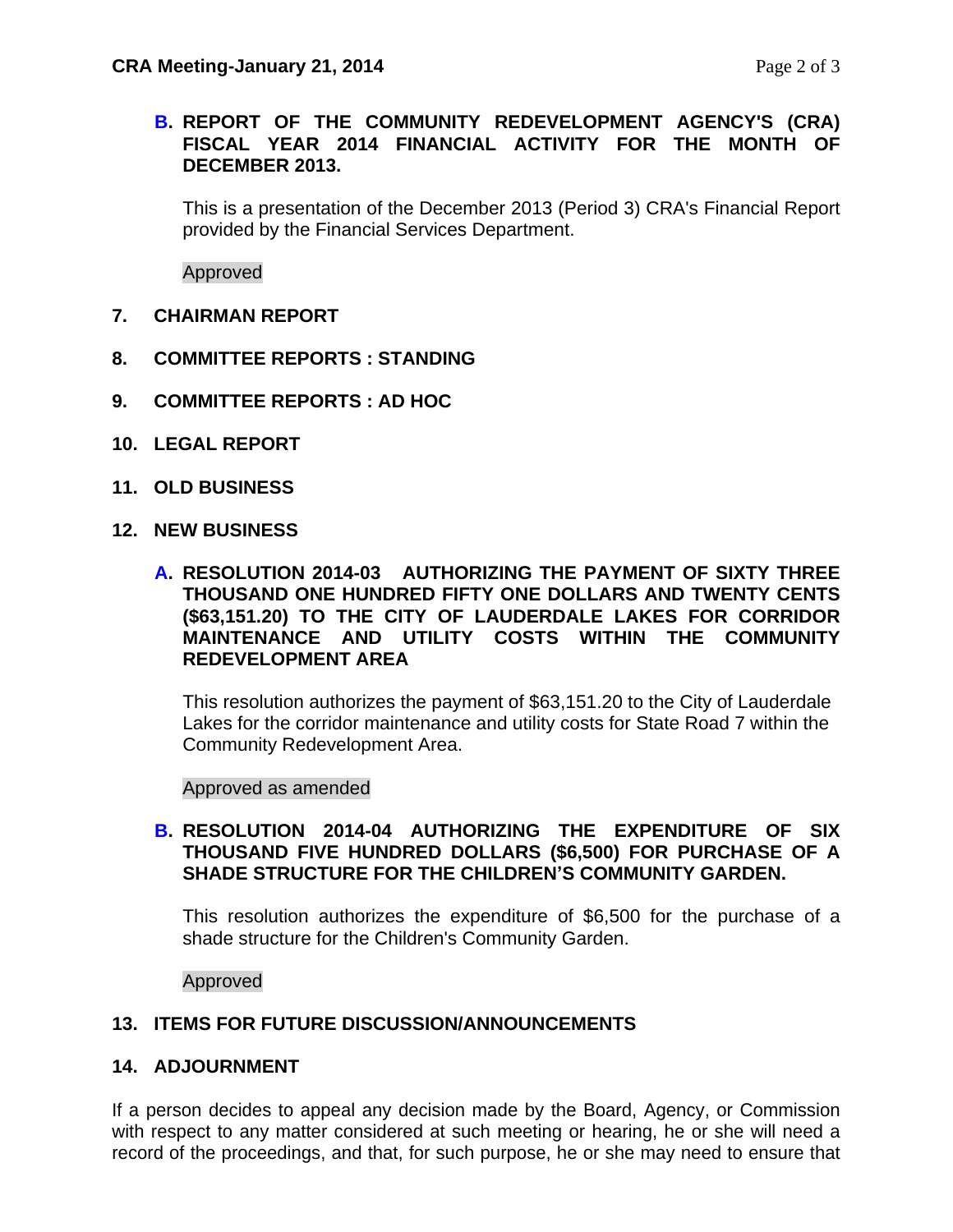**B. REPORT OF THE COMMUNITY REDEVELOPMENT AGENCY'S (CRA) FISCAL YEAR 2014 FINANCIAL ACTIVITY FOR THE MONTH OF DECEMBER 2013.**

This is a presentation of the December 2013 (Period 3) CRA's Financial Report provided by the Financial Services Department.

Approved

**7. CHAIRMAN REPORT**

**8. COMMITTEE REPORTS : STANDING**

**9. COMMITTEE REPORTS : AD HOC**

**10. LEGAL REPORT**

**11. OLD BUSINESS**

**12. NEW BUSINESS**

**A. RESOLUTION 2014-03 AUTHORIZING THE PAYMENT OF SIXTY THREE THOUSAND ONE HUNDRED FIFTY ONE DOLLARS AND TWENTY CENTS ($63,151.20) TO THE CITY OF LAUDERDALE LAKES FOR CORRIDOR MAINTENANCE AND UTILITY COSTS WITHIN THE COMMUNITY REDEVELOPMENT AREA**

This resolution authorizes the payment of $63,151.20 to the City of Lauderdale Lakes for the corridor maintenance and utility costs for State Road 7 within the Community Redevelopment Area.

Approved as amended

**B. RESOLUTION 2014-04 AUTHORIZING THE EXPENDITURE OF SIX THOUSAND FIVE HUNDRED DOLLARS ($6,500) FOR PURCHASE OF A SHADE STRUCTURE FOR THE CHILDREN'S COMMUNITY GARDEN.**

This resolution authorizes the expenditure of $6,500 for the purchase of a shade structure for the Children's Community Garden.

Approved

**13. ITEMS FOR FUTURE DISCUSSION/ANNOUNCEMENTS**

**14. ADJOURNMENT**

If a person decides to appeal any decision made by the Board, Agency, or Commission with respect to any matter considered at such meeting or hearing, he or she will need a record of the proceedings, and that, for such purpose, he or she may need to ensure that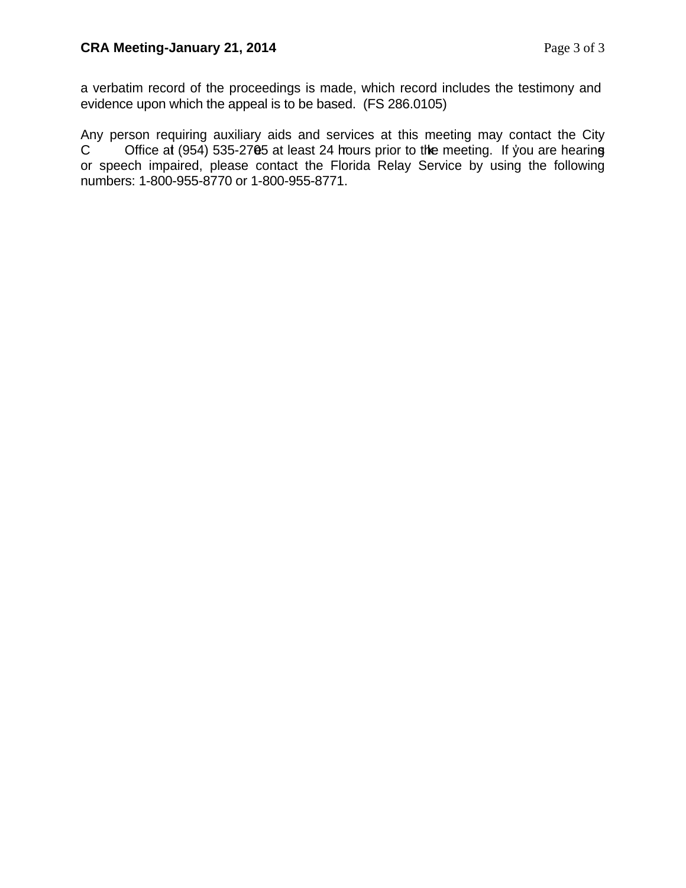a verbatim record of the proceedings is made, which record includes the testimony and evidence upon which the appeal is to be based. (FS 286.0105)

Any person requiring auxiliary aids and services at this meeting may contact the City C Office at (954) 535-2705 at least 24 hours prior to the meeting. If you are hearing or speech impaired, please contact the Florida Relay Service by using the following numbers: 1-800-955-8770 or 1-800-955-8771.